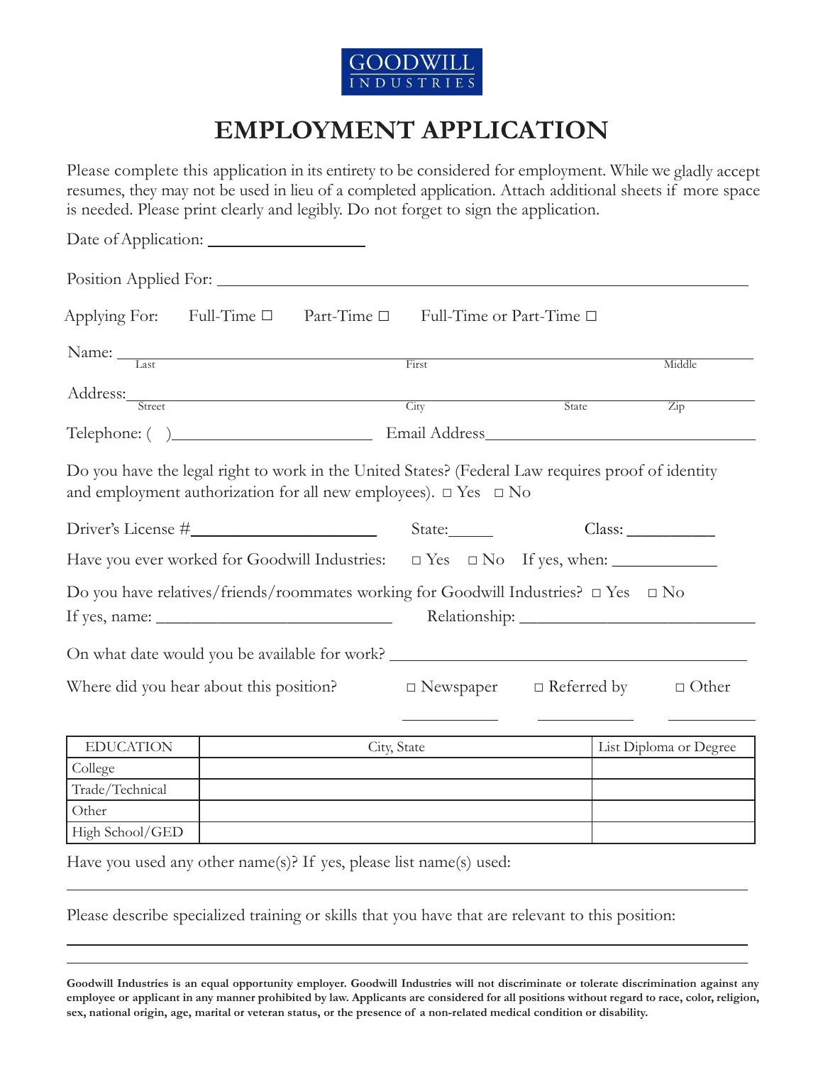GOODWILL INDUSTRIES

# EMPLOYMENT APPLICATION

Please complete this application in its entirety to be considered for employment. While we gladly accept resumes, they may not be used in lieu of a completed application. Attach additional sheets if more space is needed. Please print clearly and legibly. Do not forget to sign the application.

Date of Application: ____________________

Position Applied For: ______________________________________________________________________

Applying For: Full-Time ☐ Part-Time ☐ Full-Time or Part-Time ☐

Name: ______________________________________________________________________
Last First Middle

Address: ______________________________________________________________________
Street City State Zip

Telephone: ( ) ________________________ Email Address ______________________________

Do you have the legal right to work in the United States? (Federal Law requires proof of identity and employment authorization for all new employees). ☐ Yes ☐ No

Driver's License # ______________________ State: _____ Class: __________

Have you ever worked for Goodwill Industries: ☐ Yes ☐ No If yes, when: ____________

Do you have relatives/friends/roommates working for Goodwill Industries? ☐ Yes ☐ No
If yes, name: ____________________________ Relationship: ____________________________

On what date would you be available for work? ____________________________________________

Where did you hear about this position? ☐ Newspaper ☐ Referred by ☐ Other

___________ ___________ ___________

| EDUCATION | City, State | List Diploma or Degree |
| --- | --- | --- |
| College | | |
| Trade/Technical | | |
| Other | | |
| High School/GED | | |

Have you used any other name(s)? If yes, please list name(s) used:

______________________________________________________________________

Please describe specialized training or skills that you have that are relevant to this position:

______________________________________________________________________

______________________________________________________________________

**Goodwill Industries is an equal opportunity employer. Goodwill Industries will not discriminate or tolerate discrimination against any employee or applicant in any manner prohibited by law. Applicants are considered for all positions without regard to race, color, religion, sex, national origin, age, marital or veteran status, or the presence of a non-related medical condition or disability.**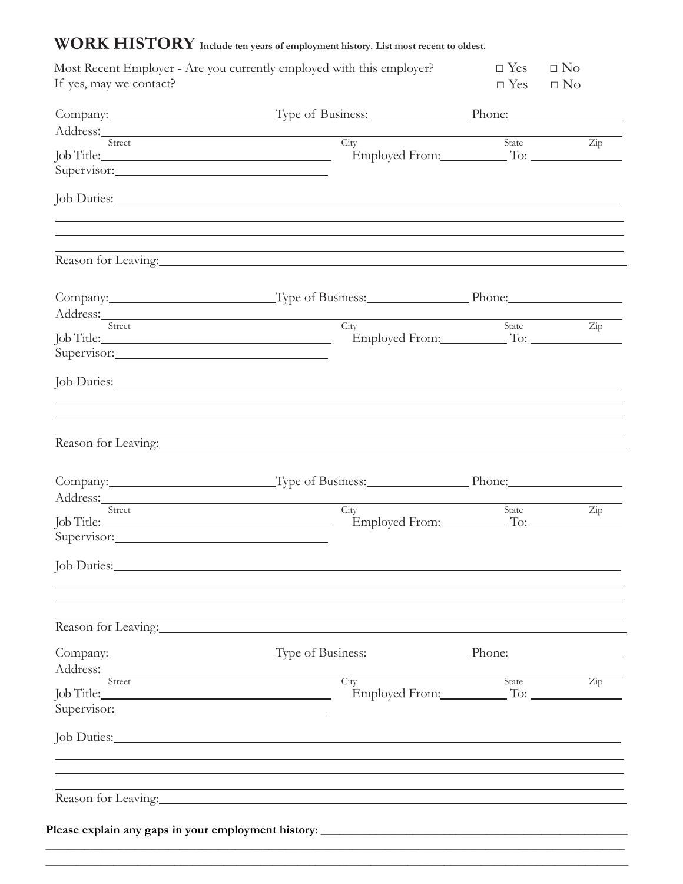## WORK HISTORY **Include ten years of employment history. List most recent to oldest.**

Most Recent Employer - Are you currently employed with this employer? □ Yes □ No

If yes, may we contact? □ Yes □ No

Company:\_\_\_\_\_\_\_\_\_\_\_\_\_\_\_\_\_\_\_\_ Type of Business:\_\_\_\_\_\_\_\_\_\_\_\_\_\_\_\_ Phone:\_\_\_\_\_\_\_\_\_\_\_\_\_\_\_\_

Address:\_\_\_\_\_\_\_\_\_\_\_\_\_\_\_\_\_\_\_\_\_\_\_\_\_\_\_\_\_\_\_\_\_\_\_\_\_\_\_\_\_\_\_\_\_\_\_\_\_\_\_\_\_\_\_\_\_\_\_\_

Street City State Zip

Job Title:\_\_\_\_\_\_\_\_\_\_\_\_\_\_\_\_\_\_\_\_\_\_\_\_\_\_\_\_ Employed From:\_\_\_\_\_\_\_\_\_\_ To:\_\_\_\_\_\_\_\_\_\_

Supervisor:\_\_\_\_\_\_\_\_\_\_\_\_\_\_\_\_\_\_\_\_\_\_\_\_\_\_\_\_

Job Duties:\_\_\_\_\_\_\_\_\_\_\_\_\_\_\_\_\_\_\_\_\_\_\_\_\_\_\_\_\_\_\_\_\_\_\_\_\_\_\_\_\_\_\_\_\_\_\_\_\_\_\_\_\_\_\_\_\_\_\_\_

Reason for Leaving:\_\_\_\_\_\_\_\_\_\_\_\_\_\_\_\_\_\_\_\_\_\_\_\_\_\_\_\_\_\_\_\_\_\_\_\_\_\_\_\_\_\_\_\_\_\_\_\_\_\_\_\_

Company:\_\_\_\_\_\_\_\_\_\_\_\_\_\_\_\_\_\_\_\_ Type of Business:\_\_\_\_\_\_\_\_\_\_\_\_\_\_\_\_ Phone:\_\_\_\_\_\_\_\_\_\_\_\_\_\_\_\_

Address:\_\_\_\_\_\_\_\_\_\_\_\_\_\_\_\_\_\_\_\_\_\_\_\_\_\_\_\_\_\_\_\_\_\_\_\_\_\_\_\_\_\_\_\_\_\_\_\_\_\_\_\_\_\_\_\_\_\_\_\_

Street City State Zip

Job Title:\_\_\_\_\_\_\_\_\_\_\_\_\_\_\_\_\_\_\_\_\_\_\_\_\_\_\_\_ Employed From:\_\_\_\_\_\_\_\_\_\_ To:\_\_\_\_\_\_\_\_\_\_

Supervisor:\_\_\_\_\_\_\_\_\_\_\_\_\_\_\_\_\_\_\_\_\_\_\_\_\_\_\_\_

Job Duties:\_\_\_\_\_\_\_\_\_\_\_\_\_\_\_\_\_\_\_\_\_\_\_\_\_\_\_\_\_\_\_\_\_\_\_\_\_\_\_\_\_\_\_\_\_\_\_\_\_\_\_\_\_\_\_\_\_\_\_\_

Reason for Leaving:\_\_\_\_\_\_\_\_\_\_\_\_\_\_\_\_\_\_\_\_\_\_\_\_\_\_\_\_\_\_\_\_\_\_\_\_\_\_\_\_\_\_\_\_\_\_\_\_\_\_\_\_

Company:\_\_\_\_\_\_\_\_\_\_\_\_\_\_\_\_\_\_\_\_ Type of Business:\_\_\_\_\_\_\_\_\_\_\_\_\_\_\_\_ Phone:\_\_\_\_\_\_\_\_\_\_\_\_\_\_\_\_

Address:\_\_\_\_\_\_\_\_\_\_\_\_\_\_\_\_\_\_\_\_\_\_\_\_\_\_\_\_\_\_\_\_\_\_\_\_\_\_\_\_\_\_\_\_\_\_\_\_\_\_\_\_\_\_\_\_\_\_\_\_

Street City State Zip

Job Title:\_\_\_\_\_\_\_\_\_\_\_\_\_\_\_\_\_\_\_\_\_\_\_\_\_\_\_\_ Employed From:\_\_\_\_\_\_\_\_\_\_ To:\_\_\_\_\_\_\_\_\_\_

Supervisor:\_\_\_\_\_\_\_\_\_\_\_\_\_\_\_\_\_\_\_\_\_\_\_\_\_\_\_\_

Job Duties:\_\_\_\_\_\_\_\_\_\_\_\_\_\_\_\_\_\_\_\_\_\_\_\_\_\_\_\_\_\_\_\_\_\_\_\_\_\_\_\_\_\_\_\_\_\_\_\_\_\_\_\_\_\_\_\_\_\_\_\_

Reason for Leaving:\_\_\_\_\_\_\_\_\_\_\_\_\_\_\_\_\_\_\_\_\_\_\_\_\_\_\_\_\_\_\_\_\_\_\_\_\_\_\_\_\_\_\_\_\_\_\_\_\_\_\_\_

Company:\_\_\_\_\_\_\_\_\_\_\_\_\_\_\_\_\_\_\_\_ Type of Business:\_\_\_\_\_\_\_\_\_\_\_\_\_\_\_\_ Phone:\_\_\_\_\_\_\_\_\_\_\_\_\_\_\_\_

Address:\_\_\_\_\_\_\_\_\_\_\_\_\_\_\_\_\_\_\_\_\_\_\_\_\_\_\_\_\_\_\_\_\_\_\_\_\_\_\_\_\_\_\_\_\_\_\_\_\_\_\_\_\_\_\_\_\_\_\_\_

Street City State Zip

Job Title:\_\_\_\_\_\_\_\_\_\_\_\_\_\_\_\_\_\_\_\_\_\_\_\_\_\_\_\_ Employed From:\_\_\_\_\_\_\_\_\_\_ To:\_\_\_\_\_\_\_\_\_\_

Supervisor:\_\_\_\_\_\_\_\_\_\_\_\_\_\_\_\_\_\_\_\_\_\_\_\_\_\_\_\_

Job Duties:\_\_\_\_\_\_\_\_\_\_\_\_\_\_\_\_\_\_\_\_\_\_\_\_\_\_\_\_\_\_\_\_\_\_\_\_\_\_\_\_\_\_\_\_\_\_\_\_\_\_\_\_\_\_\_\_\_\_\_\_

Reason for Leaving:\_\_\_\_\_\_\_\_\_\_\_\_\_\_\_\_\_\_\_\_\_\_\_\_\_\_\_\_\_\_\_\_\_\_\_\_\_\_\_\_\_\_\_\_\_\_\_\_\_\_\_\_

**Please explain any gaps in your employment history**: \_\_\_\_\_\_\_\_\_\_\_\_\_\_\_\_\_\_\_\_\_\_\_\_\_\_\_\_\_\_\_\_\_\_\_\_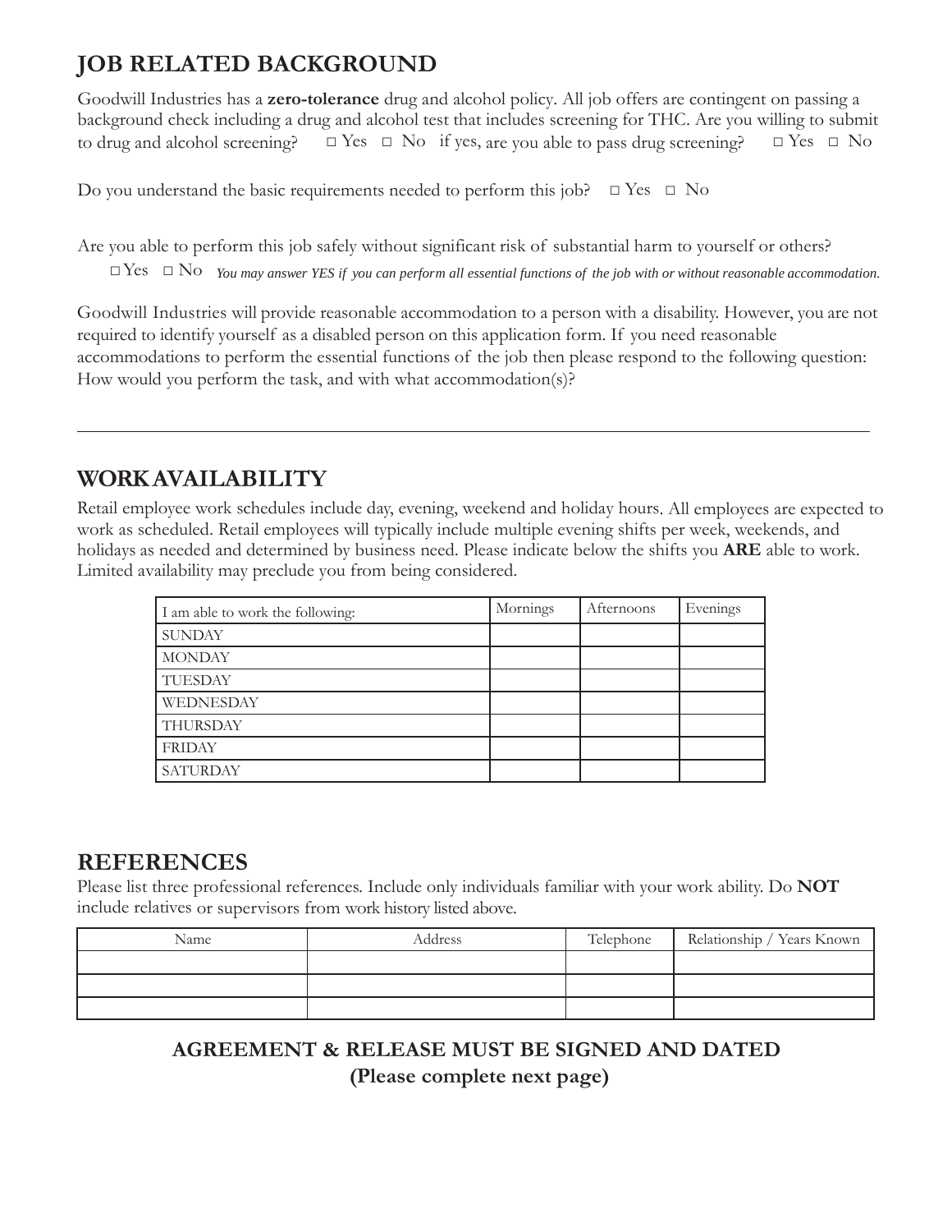## JOB RELATED BACKGROUND

Goodwill Industries has a **zero-tolerance** drug and alcohol policy. All job offers are contingent on passing a background check including a drug and alcohol test that includes screening for THC. Are you willing to submit to drug and alcohol screening? □ Yes □ No if yes, are you able to pass drug screening? □ Yes □ No

Do you understand the basic requirements needed to perform this job? □ Yes □ No

Are you able to perform this job safely without significant risk of substantial harm to yourself or others?
□ Yes □ No *You may answer YES if you can perform all essential functions of the job with or without reasonable accommodation.*

Goodwill Industries will provide reasonable accommodation to a person with a disability. However, you are not required to identify yourself as a disabled person on this application form. If you need reasonable accommodations to perform the essential functions of the job then please respond to the following question: How would you perform the task, and with what accommodation(s)?

\_\_\_\_\_\_\_\_\_\_\_\_\_\_\_\_\_\_\_\_\_\_\_\_\_\_\_\_\_\_\_\_\_\_\_\_\_\_\_\_\_\_\_\_\_\_\_\_\_\_\_\_\_\_\_\_\_\_\_\_\_\_\_\_\_\_\_\_\_\_\_\_\_\_\_\_

## WORK AVAILABILITY

Retail employee work schedules include day, evening, weekend and holiday hours. All employees are expected to work as scheduled. Retail employees will typically include multiple evening shifts per week, weekends, and holidays as needed and determined by business need. Please indicate below the shifts you **ARE** able to work. Limited availability may preclude you from being considered.

| I am able to work the following: | Mornings | Afternoons | Evenings |
|---|---|---|---|
| SUNDAY | | | |
| MONDAY | | | |
| TUESDAY | | | |
| WEDNESDAY | | | |
| THURSDAY | | | |
| FRIDAY | | | |
| SATURDAY | | | |

## REFERENCES

Please list three professional references. Include only individuals familiar with your work ability. Do **NOT** include relatives or supervisors from work history listed above.

| Name | Address | Telephone | Relationship / Years Known |
|---|---|---|---|
| | | | |
| | | | |
| | | | |

**AGREEMENT & RELEASE MUST BE SIGNED AND DATED**
**(Please complete next page)**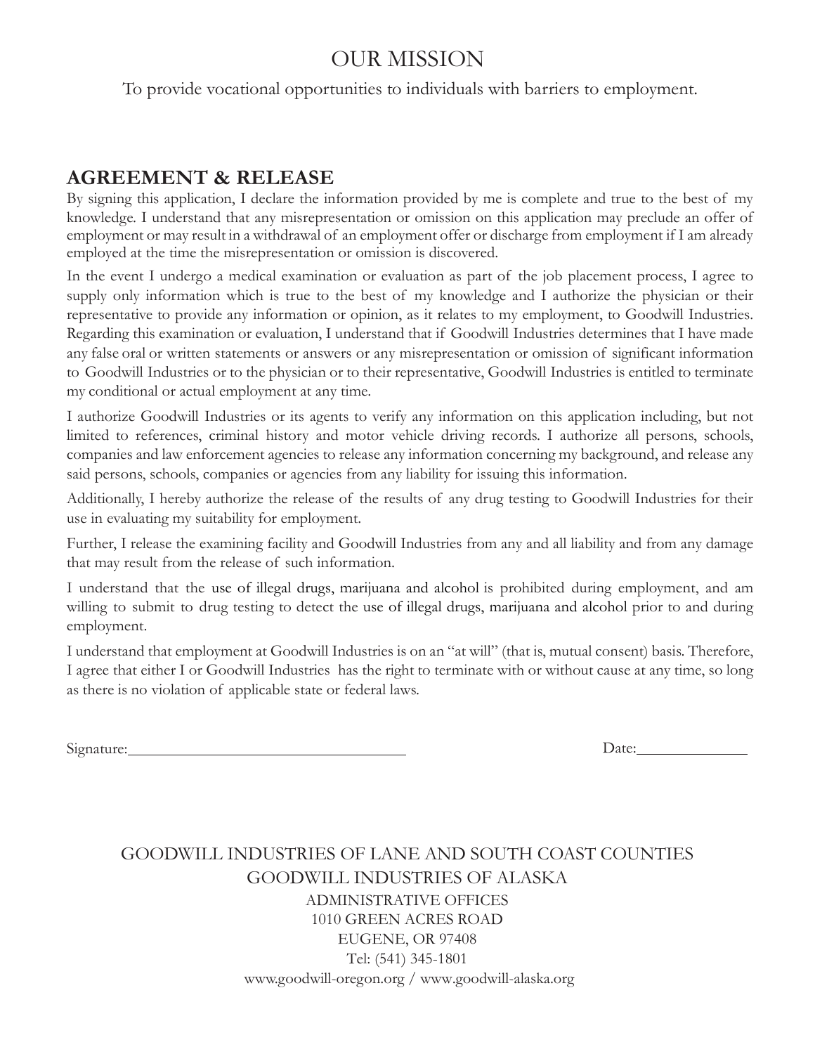# OUR MISSION

To provide vocational opportunities to individuals with barriers to employment.

## AGREEMENT & RELEASE

By signing this application, I declare the information provided by me is complete and true to the best of my knowledge. I understand that any misrepresentation or omission on this application may preclude an offer of employment or may result in a withdrawal of an employment offer or discharge from employment if I am already employed at the time the misrepresentation or omission is discovered.

In the event I undergo a medical examination or evaluation as part of the job placement process, I agree to supply only information which is true to the best of my knowledge and I authorize the physician or their representative to provide any information or opinion, as it relates to my employment, to Goodwill Industries. Regarding this examination or evaluation, I understand that if Goodwill Industries determines that I have made any false oral or written statements or answers or any misrepresentation or omission of significant information to Goodwill Industries or to the physician or to their representative, Goodwill Industries is entitled to terminate my conditional or actual employment at any time.

I authorize Goodwill Industries or its agents to verify any information on this application including, but not limited to references, criminal history and motor vehicle driving records. I authorize all persons, schools, companies and law enforcement agencies to release any information concerning my background, and release any said persons, schools, companies or agencies from any liability for issuing this information.

Additionally, I hereby authorize the release of the results of any drug testing to Goodwill Industries for their use in evaluating my suitability for employment.

Further, I release the examining facility and Goodwill Industries from any and all liability and from any damage that may result from the release of such information.

I understand that the use of illegal drugs, marijuana and alcohol is prohibited during employment, and am willing to submit to drug testing to detect the use of illegal drugs, marijuana and alcohol prior to and during employment.

I understand that employment at Goodwill Industries is on an "at will" (that is, mutual consent) basis. Therefore, I agree that either I or Goodwill Industries has the right to terminate with or without cause at any time, so long as there is no violation of applicable state or federal laws.

Signature:___________________________________ Date:______________

GOODWILL INDUSTRIES OF LANE AND SOUTH COAST COUNTIES
GOODWILL INDUSTRIES OF ALASKA
ADMINISTRATIVE OFFICES
1010 GREEN ACRES ROAD
EUGENE, OR 97408
Tel: (541) 345-1801
www.goodwill-oregon.org / www.goodwill-alaska.org